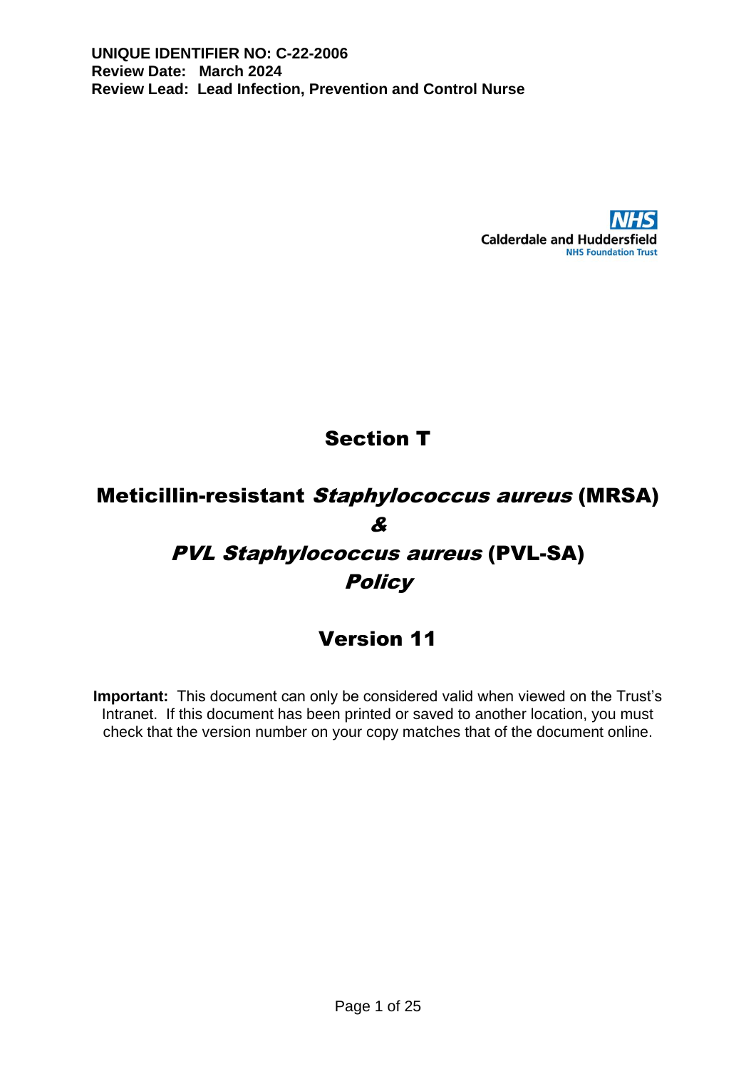**UNIQUE IDENTIFIER NO: C-22-2006**
**Review Date: March 2024**
**Review Lead: Lead Infection, Prevention and Control Nurse**

NHS
Calderdale and Huddersfield
NHS Foundation Trust

# Section T

# Meticillin-resistant *Staphylococcus aureus* (MRSA) *&* *PVL Staphylococcus aureus* (PVL-SA) *Policy*

## Version 11

**Important:** This document can only be considered valid when viewed on the Trust's Intranet. If this document has been printed or saved to another location, you must check that the version number on your copy matches that of the document online.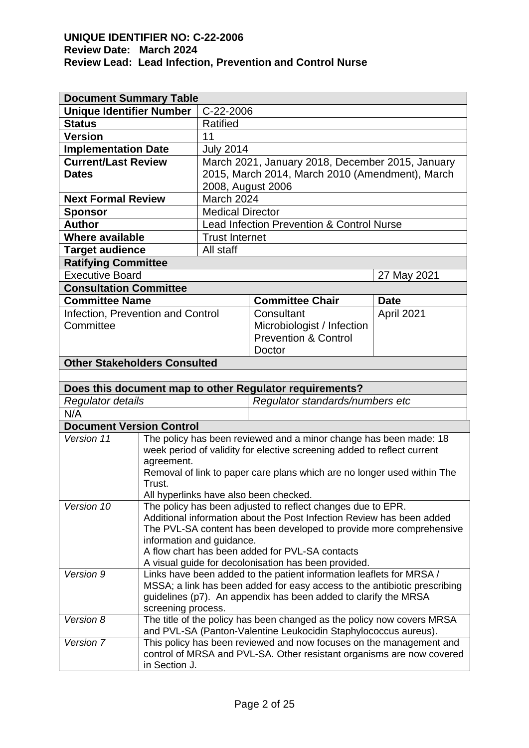**UNIQUE IDENTIFIER NO: C-22-2006**
**Review Date: March 2024**
**Review Lead: Lead Infection, Prevention and Control Nurse**

| **Document Summary Table** | | | |
|---|---|---|---|
| **Unique Identifier Number** | C-22-2006 | | |
| **Status** | Ratified | | |
| **Version** | 11 | | |
| **Implementation Date** | July 2014 | | |
| **Current/Last Review Dates** | March 2021, January 2018, December 2015, January 2015, March 2014, March 2010 (Amendment), March 2008, August 2006 | | |
| **Next Formal Review** | March 2024 | | |
| **Sponsor** | Medical Director | | |
| **Author** | Lead Infection Prevention & Control Nurse | | |
| **Where available** | Trust Internet | | |
| **Target audience** | All staff | | |
| **Ratifying Committee** | | | |
| Executive Board | | | 27 May 2021 |
| **Consultation Committee** | | | |
| **Committee Name** | | **Committee Chair** | **Date** |
| Infection, Prevention and Control Committee | | Consultant Microbiologist / Infection Prevention & Control Doctor | April 2021 |
| **Other Stakeholders Consulted** | | | |
| | | | |
| **Does this document map to other Regulator requirements?** | | | |
| *Regulator details* | | *Regulator standards/numbers etc* | |
| N/A | | | |

| **Document Version Control** | |
|---|---|
| *Version 11* | The policy has been reviewed and a minor change has been made: 18 week period of validity for elective screening added to reflect current agreement.<br>Removal of link to paper care plans which are no longer used within The Trust.<br>All hyperlinks have also been checked. |
| *Version 10* | The policy has been adjusted to reflect changes due to EPR.<br>Additional information about the Post Infection Review has been added<br>The PVL-SA content has been developed to provide more comprehensive information and guidance.<br>A flow chart has been added for PVL-SA contacts<br>A visual guide for decolonisation has been provided. |
| *Version 9* | Links have been added to the patient information leaflets for MRSA / MSSA; a link has been added for easy access to the antibiotic prescribing guidelines (p7). An appendix has been added to clarify the MRSA screening process. |
| *Version 8* | The title of the policy has been changed as the policy now covers MRSA and PVL-SA (Panton-Valentine Leukocidin Staphylococcus aureus). |
| *Version 7* | This policy has been reviewed and now focuses on the management and control of MRSA and PVL-SA. Other resistant organisms are now covered in Section J. |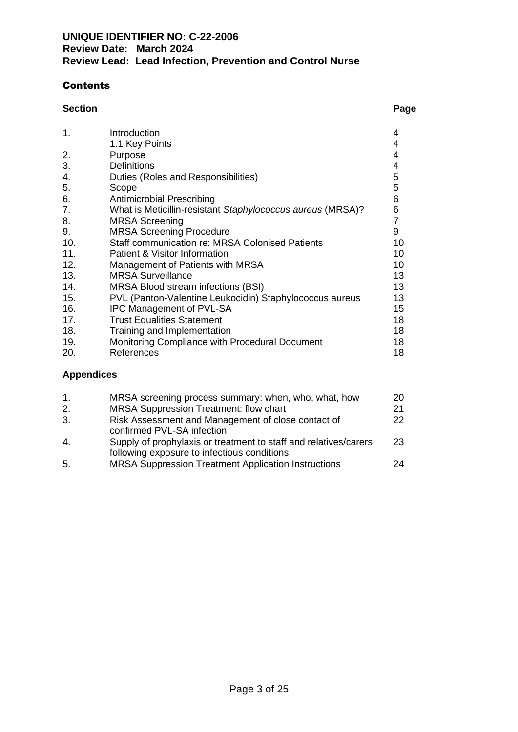**UNIQUE IDENTIFIER NO: C-22-2006**
**Review Date: March 2024**
**Review Lead: Lead Infection, Prevention and Control Nurse**

## Contents

| Section | | Page |
|---|---|---|
| 1. | Introduction | 4 |
| | 1.1 Key Points | 4 |
| 2. | Purpose | 4 |
| 3. | Definitions | 4 |
| 4. | Duties (Roles and Responsibilities) | 5 |
| 5. | Scope | 5 |
| 6. | Antimicrobial Prescribing | 6 |
| 7. | What is Meticillin-resistant *Staphylococcus aureus* (MRSA)? | 6 |
| 8. | MRSA Screening | 7 |
| 9. | MRSA Screening Procedure | 9 |
| 10. | Staff communication re: MRSA Colonised Patients | 10 |
| 11. | Patient & Visitor Information | 10 |
| 12. | Management of Patients with MRSA | 10 |
| 13. | MRSA Surveillance | 13 |
| 14. | MRSA Blood stream infections (BSI) | 13 |
| 15. | PVL (Panton-Valentine Leukocidin) Staphylococcus aureus | 13 |
| 16. | IPC Management of PVL-SA | 15 |
| 17. | Trust Equalities Statement | 18 |
| 18. | Training and Implementation | 18 |
| 19. | Monitoring Compliance with Procedural Document | 18 |
| 20. | References | 18 |

**Appendices**

| | | |
|---|---|---|
| 1. | MRSA screening process summary: when, who, what, how | 20 |
| 2. | MRSA Suppression Treatment: flow chart | 21 |
| 3. | Risk Assessment and Management of close contact of confirmed PVL-SA infection | 22 |
| 4. | Supply of prophylaxis or treatment to staff and relatives/carers following exposure to infectious conditions | 23 |
| 5. | MRSA Suppression Treatment Application Instructions | 24 |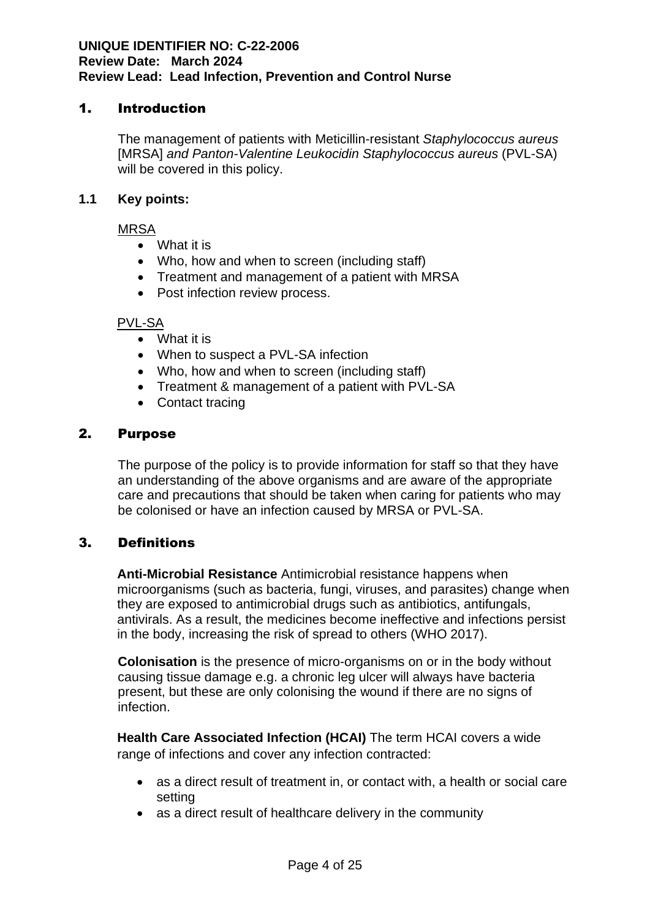**UNIQUE IDENTIFIER NO: C-22-2006**
**Review Date: March 2024**
**Review Lead: Lead Infection, Prevention and Control Nurse**

## 1. Introduction

The management of patients with Meticillin-resistant *Staphylococcus aureus* [MRSA] *and Panton-Valentine Leukocidin Staphylococcus aureus* (PVL-SA) will be covered in this policy.

### 1.1 Key points:

MRSA

- What it is
- Who, how and when to screen (including staff)
- Treatment and management of a patient with MRSA
- Post infection review process.

PVL-SA

- What it is
- When to suspect a PVL-SA infection
- Who, how and when to screen (including staff)
- Treatment & management of a patient with PVL-SA
- Contact tracing

## 2. Purpose

The purpose of the policy is to provide information for staff so that they have an understanding of the above organisms and are aware of the appropriate care and precautions that should be taken when caring for patients who may be colonised or have an infection caused by MRSA or PVL-SA.

## 3. Definitions

**Anti-Microbial Resistance** Antimicrobial resistance happens when microorganisms (such as bacteria, fungi, viruses, and parasites) change when they are exposed to antimicrobial drugs such as antibiotics, antifungals, antivirals. As a result, the medicines become ineffective and infections persist in the body, increasing the risk of spread to others (WHO 2017).

**Colonisation** is the presence of micro-organisms on or in the body without causing tissue damage e.g. a chronic leg ulcer will always have bacteria present, but these are only colonising the wound if there are no signs of infection.

**Health Care Associated Infection (HCAI)** The term HCAI covers a wide range of infections and cover any infection contracted:

- as a direct result of treatment in, or contact with, a health or social care setting
- as a direct result of healthcare delivery in the community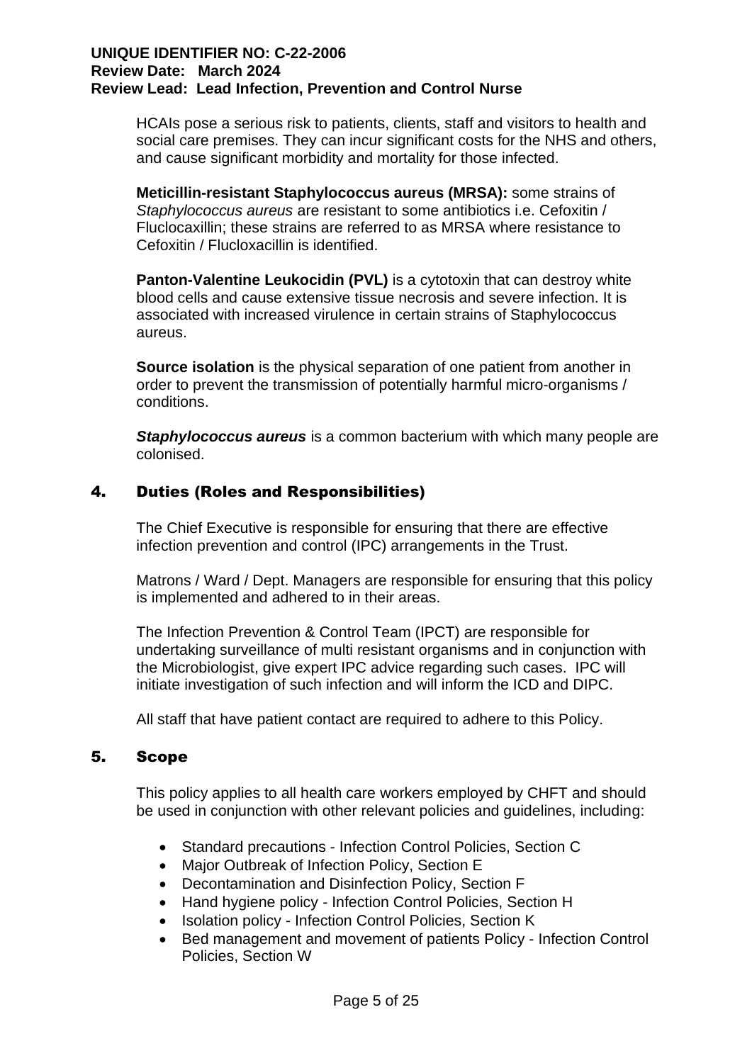HCAIs pose a serious risk to patients, clients, staff and visitors to health and social care premises. They can incur significant costs for the NHS and others, and cause significant morbidity and mortality for those infected.

**Meticillin-resistant Staphylococcus aureus (MRSA):** some strains of *Staphylococcus aureus* are resistant to some antibiotics i.e. Cefoxitin / Fluclocaxillin; these strains are referred to as MRSA where resistance to Cefoxitin / Flucloxacillin is identified.

**Panton-Valentine Leukocidin (PVL)** is a cytotoxin that can destroy white blood cells and cause extensive tissue necrosis and severe infection. It is associated with increased virulence in certain strains of Staphylococcus aureus.

**Source isolation** is the physical separation of one patient from another in order to prevent the transmission of potentially harmful micro-organisms / conditions.

***Staphylococcus aureus*** is a common bacterium with which many people are colonised.

## 4. Duties (Roles and Responsibilities)

The Chief Executive is responsible for ensuring that there are effective infection prevention and control (IPC) arrangements in the Trust.

Matrons / Ward / Dept. Managers are responsible for ensuring that this policy is implemented and adhered to in their areas.

The Infection Prevention & Control Team (IPCT) are responsible for undertaking surveillance of multi resistant organisms and in conjunction with the Microbiologist, give expert IPC advice regarding such cases. IPC will initiate investigation of such infection and will inform the ICD and DIPC.

All staff that have patient contact are required to adhere to this Policy.

## 5. Scope

This policy applies to all health care workers employed by CHFT and should be used in conjunction with other relevant policies and guidelines, including:

- Standard precautions - Infection Control Policies, Section C
- Major Outbreak of Infection Policy, Section E
- Decontamination and Disinfection Policy, Section F
- Hand hygiene policy - Infection Control Policies, Section H
- Isolation policy - Infection Control Policies, Section K
- Bed management and movement of patients Policy - Infection Control Policies, Section W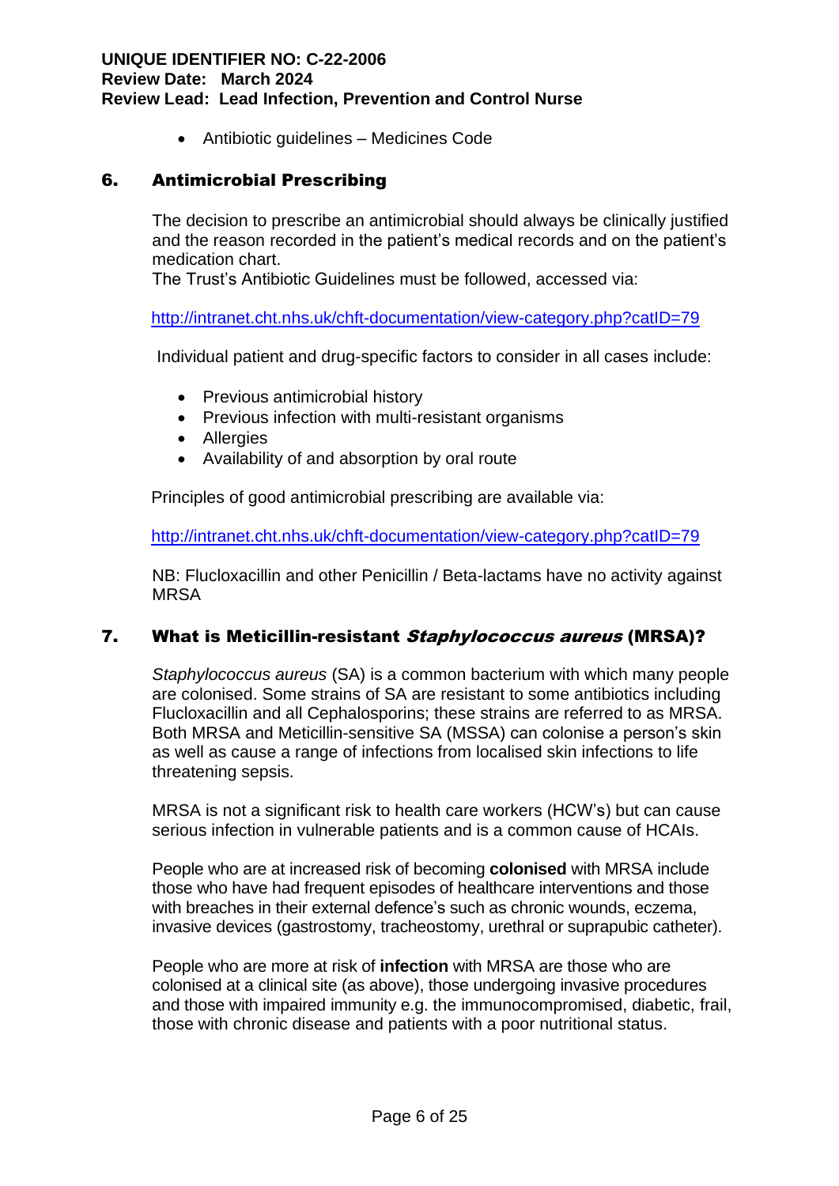- Antibiotic guidelines – Medicines Code

## 6. Antimicrobial Prescribing

The decision to prescribe an antimicrobial should always be clinically justified and the reason recorded in the patient's medical records and on the patient's medication chart.
The Trust's Antibiotic Guidelines must be followed, accessed via:

http://intranet.cht.nhs.uk/chft-documentation/view-category.php?catID=79

Individual patient and drug-specific factors to consider in all cases include:

- Previous antimicrobial history
- Previous infection with multi-resistant organisms
- Allergies
- Availability of and absorption by oral route

Principles of good antimicrobial prescribing are available via:

http://intranet.cht.nhs.uk/chft-documentation/view-category.php?catID=79

NB: Flucloxacillin and other Penicillin / Beta-lactams have no activity against MRSA

## 7. What is Meticillin-resistant *Staphylococcus aureus* (MRSA)?

*Staphylococcus aureus* (SA) is a common bacterium with which many people are colonised. Some strains of SA are resistant to some antibiotics including Flucloxacillin and all Cephalosporins; these strains are referred to as MRSA. Both MRSA and Meticillin-sensitive SA (MSSA) can colonise a person's skin as well as cause a range of infections from localised skin infections to life threatening sepsis.

MRSA is not a significant risk to health care workers (HCW's) but can cause serious infection in vulnerable patients and is a common cause of HCAIs.

People who are at increased risk of becoming **colonised** with MRSA include those who have had frequent episodes of healthcare interventions and those with breaches in their external defence's such as chronic wounds, eczema, invasive devices (gastrostomy, tracheostomy, urethral or suprapubic catheter).

People who are more at risk of **infection** with MRSA are those who are colonised at a clinical site (as above), those undergoing invasive procedures and those with impaired immunity e.g. the immunocompromised, diabetic, frail, those with chronic disease and patients with a poor nutritional status.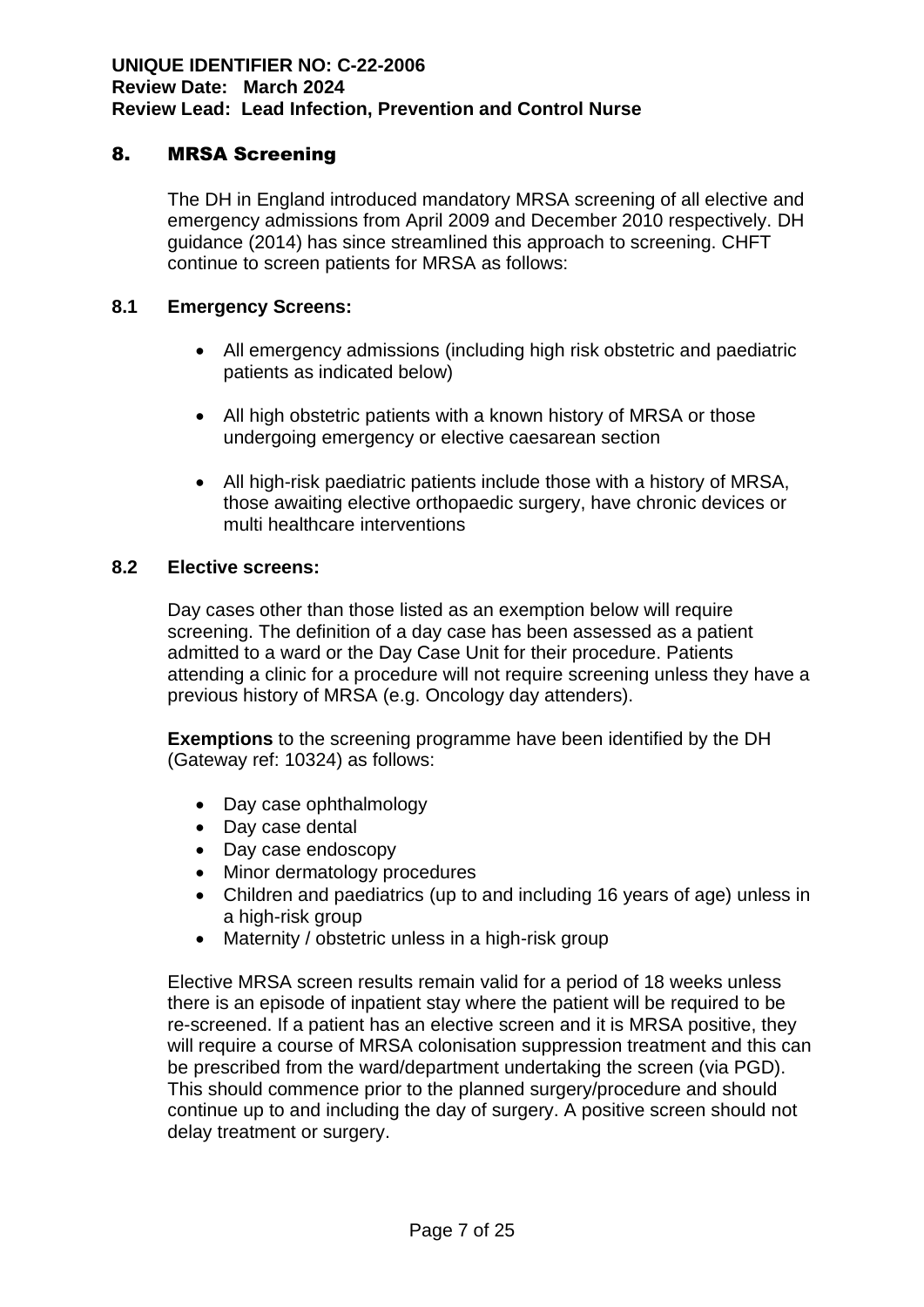## 8. MRSA Screening

The DH in England introduced mandatory MRSA screening of all elective and emergency admissions from April 2009 and December 2010 respectively. DH guidance (2014) has since streamlined this approach to screening. CHFT continue to screen patients for MRSA as follows:

### 8.1 Emergency Screens:

- All emergency admissions (including high risk obstetric and paediatric patients as indicated below)
- All high obstetric patients with a known history of MRSA or those undergoing emergency or elective caesarean section
- All high-risk paediatric patients include those with a history of MRSA, those awaiting elective orthopaedic surgery, have chronic devices or multi healthcare interventions

### 8.2 Elective screens:

Day cases other than those listed as an exemption below will require screening. The definition of a day case has been assessed as a patient admitted to a ward or the Day Case Unit for their procedure. Patients attending a clinic for a procedure will not require screening unless they have a previous history of MRSA (e.g. Oncology day attenders).

**Exemptions** to the screening programme have been identified by the DH (Gateway ref: 10324) as follows:

- Day case ophthalmology
- Day case dental
- Day case endoscopy
- Minor dermatology procedures
- Children and paediatrics (up to and including 16 years of age) unless in a high-risk group
- Maternity / obstetric unless in a high-risk group

Elective MRSA screen results remain valid for a period of 18 weeks unless there is an episode of inpatient stay where the patient will be required to be re-screened. If a patient has an elective screen and it is MRSA positive, they will require a course of MRSA colonisation suppression treatment and this can be prescribed from the ward/department undertaking the screen (via PGD). This should commence prior to the planned surgery/procedure and should continue up to and including the day of surgery. A positive screen should not delay treatment or surgery.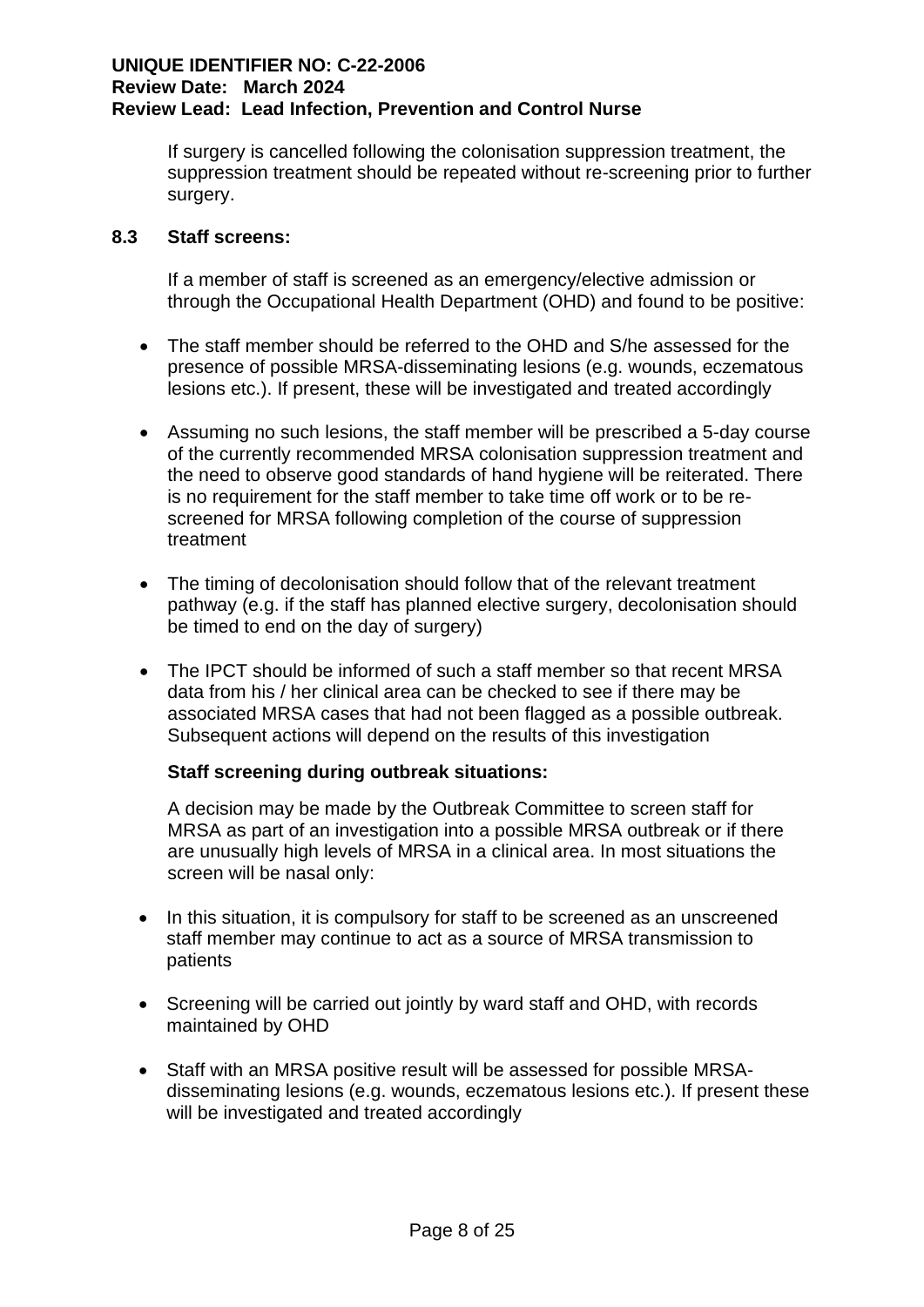If surgery is cancelled following the colonisation suppression treatment, the suppression treatment should be repeated without re-screening prior to further surgery.

### 8.3 Staff screens:

If a member of staff is screened as an emergency/elective admission or through the Occupational Health Department (OHD) and found to be positive:

- The staff member should be referred to the OHD and S/he assessed for the presence of possible MRSA-disseminating lesions (e.g. wounds, eczematous lesions etc.). If present, these will be investigated and treated accordingly
- Assuming no such lesions, the staff member will be prescribed a 5-day course of the currently recommended MRSA colonisation suppression treatment and the need to observe good standards of hand hygiene will be reiterated. There is no requirement for the staff member to take time off work or to be re-screened for MRSA following completion of the course of suppression treatment
- The timing of decolonisation should follow that of the relevant treatment pathway (e.g. if the staff has planned elective surgery, decolonisation should be timed to end on the day of surgery)
- The IPCT should be informed of such a staff member so that recent MRSA data from his / her clinical area can be checked to see if there may be associated MRSA cases that had not been flagged as a possible outbreak. Subsequent actions will depend on the results of this investigation

**Staff screening during outbreak situations:**

A decision may be made by the Outbreak Committee to screen staff for MRSA as part of an investigation into a possible MRSA outbreak or if there are unusually high levels of MRSA in a clinical area. In most situations the screen will be nasal only:

- In this situation, it is compulsory for staff to be screened as an unscreened staff member may continue to act as a source of MRSA transmission to patients
- Screening will be carried out jointly by ward staff and OHD, with records maintained by OHD
- Staff with an MRSA positive result will be assessed for possible MRSA-disseminating lesions (e.g. wounds, eczematous lesions etc.). If present these will be investigated and treated accordingly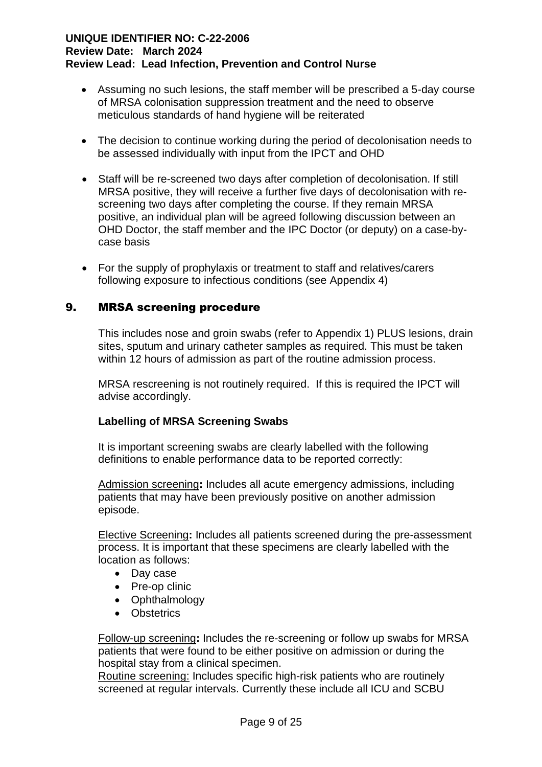- Assuming no such lesions, the staff member will be prescribed a 5-day course of MRSA colonisation suppression treatment and the need to observe meticulous standards of hand hygiene will be reiterated

- The decision to continue working during the period of decolonisation needs to be assessed individually with input from the IPCT and OHD

- Staff will be re-screened two days after completion of decolonisation. If still MRSA positive, they will receive a further five days of decolonisation with re-screening two days after completing the course. If they remain MRSA positive, an individual plan will be agreed following discussion between an OHD Doctor, the staff member and the IPC Doctor (or deputy) on a case-by-case basis

- For the supply of prophylaxis or treatment to staff and relatives/carers following exposure to infectious conditions (see Appendix 4)

## 9. MRSA screening procedure

This includes nose and groin swabs (refer to Appendix 1) PLUS lesions, drain sites, sputum and urinary catheter samples as required. This must be taken within 12 hours of admission as part of the routine admission process.

MRSA rescreening is not routinely required. If this is required the IPCT will advise accordingly.

**Labelling of MRSA Screening Swabs**

It is important screening swabs are clearly labelled with the following definitions to enable performance data to be reported correctly:

Admission screening**:** Includes all acute emergency admissions, including patients that may have been previously positive on another admission episode.

Elective Screening**:** Includes all patients screened during the pre-assessment process. It is important that these specimens are clearly labelled with the location as follows:

- Day case
- Pre-op clinic
- Ophthalmology
- Obstetrics

Follow-up screening**:** Includes the re-screening or follow up swabs for MRSA patients that were found to be either positive on admission or during the hospital stay from a clinical specimen.

Routine screening: Includes specific high-risk patients who are routinely screened at regular intervals. Currently these include all ICU and SCBU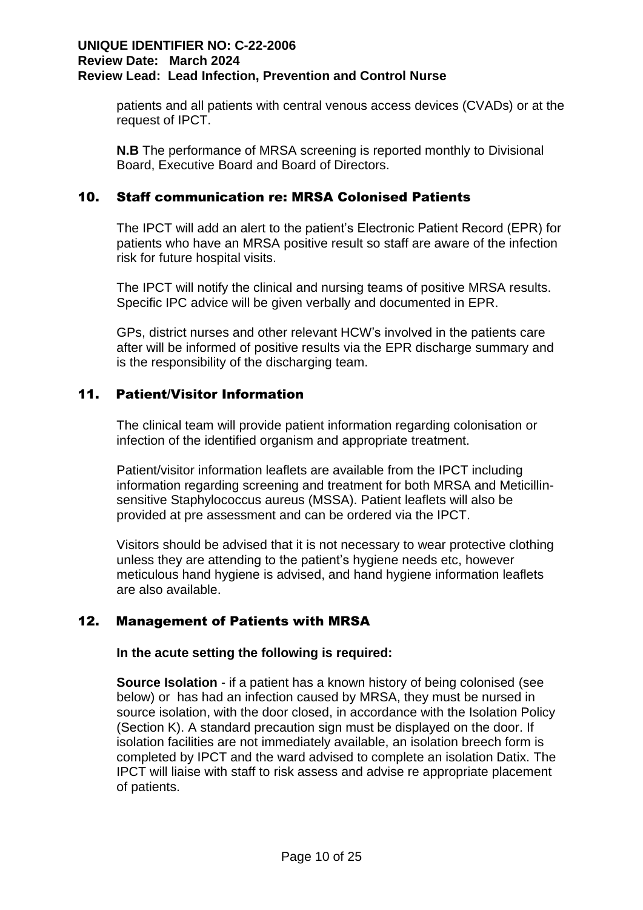patients and all patients with central venous access devices (CVADs) or at the request of IPCT.

**N.B** The performance of MRSA screening is reported monthly to Divisional Board, Executive Board and Board of Directors.

## 10. Staff communication re: MRSA Colonised Patients

The IPCT will add an alert to the patient's Electronic Patient Record (EPR) for patients who have an MRSA positive result so staff are aware of the infection risk for future hospital visits.

The IPCT will notify the clinical and nursing teams of positive MRSA results. Specific IPC advice will be given verbally and documented in EPR.

GPs, district nurses and other relevant HCW's involved in the patients care after will be informed of positive results via the EPR discharge summary and is the responsibility of the discharging team.

## 11. Patient/Visitor Information

The clinical team will provide patient information regarding colonisation or infection of the identified organism and appropriate treatment.

Patient/visitor information leaflets are available from the IPCT including information regarding screening and treatment for both MRSA and Meticillin-sensitive Staphylococcus aureus (MSSA). Patient leaflets will also be provided at pre assessment and can be ordered via the IPCT.

Visitors should be advised that it is not necessary to wear protective clothing unless they are attending to the patient's hygiene needs etc, however meticulous hand hygiene is advised, and hand hygiene information leaflets are also available.

## 12. Management of Patients with MRSA

**In the acute setting the following is required:**

**Source Isolation** - if a patient has a known history of being colonised (see below) or has had an infection caused by MRSA, they must be nursed in source isolation, with the door closed, in accordance with the Isolation Policy (Section K). A standard precaution sign must be displayed on the door. If isolation facilities are not immediately available, an isolation breech form is completed by IPCT and the ward advised to complete an isolation Datix. The IPCT will liaise with staff to risk assess and advise re appropriate placement of patients.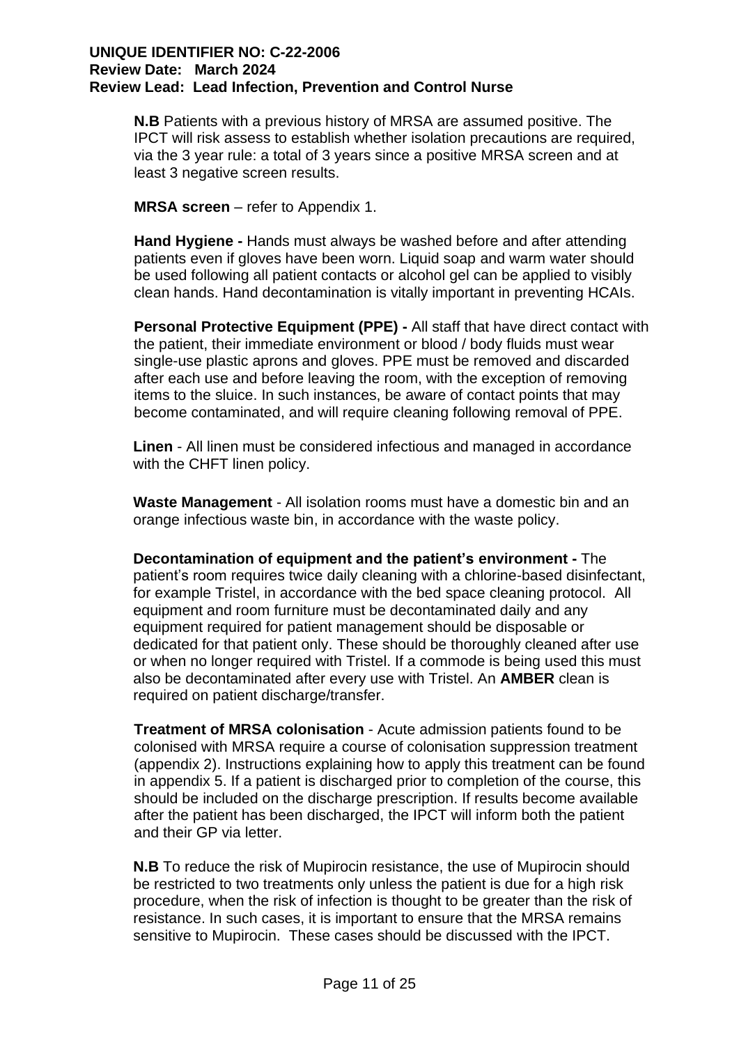**N.B** Patients with a previous history of MRSA are assumed positive. The IPCT will risk assess to establish whether isolation precautions are required, via the 3 year rule: a total of 3 years since a positive MRSA screen and at least 3 negative screen results.

**MRSA screen** – refer to Appendix 1.

**Hand Hygiene -** Hands must always be washed before and after attending patients even if gloves have been worn. Liquid soap and warm water should be used following all patient contacts or alcohol gel can be applied to visibly clean hands. Hand decontamination is vitally important in preventing HCAIs.

**Personal Protective Equipment (PPE) -** All staff that have direct contact with the patient, their immediate environment or blood / body fluids must wear single-use plastic aprons and gloves. PPE must be removed and discarded after each use and before leaving the room, with the exception of removing items to the sluice. In such instances, be aware of contact points that may become contaminated, and will require cleaning following removal of PPE.

**Linen** - All linen must be considered infectious and managed in accordance with the CHFT linen policy.

**Waste Management** - All isolation rooms must have a domestic bin and an orange infectious waste bin, in accordance with the waste policy.

**Decontamination of equipment and the patient's environment -** The patient's room requires twice daily cleaning with a chlorine-based disinfectant, for example Tristel, in accordance with the bed space cleaning protocol. All equipment and room furniture must be decontaminated daily and any equipment required for patient management should be disposable or dedicated for that patient only. These should be thoroughly cleaned after use or when no longer required with Tristel. If a commode is being used this must also be decontaminated after every use with Tristel. An **AMBER** clean is required on patient discharge/transfer.

**Treatment of MRSA colonisation** - Acute admission patients found to be colonised with MRSA require a course of colonisation suppression treatment (appendix 2). Instructions explaining how to apply this treatment can be found in appendix 5. If a patient is discharged prior to completion of the course, this should be included on the discharge prescription. If results become available after the patient has been discharged, the IPCT will inform both the patient and their GP via letter.

**N.B** To reduce the risk of Mupirocin resistance, the use of Mupirocin should be restricted to two treatments only unless the patient is due for a high risk procedure, when the risk of infection is thought to be greater than the risk of resistance. In such cases, it is important to ensure that the MRSA remains sensitive to Mupirocin. These cases should be discussed with the IPCT.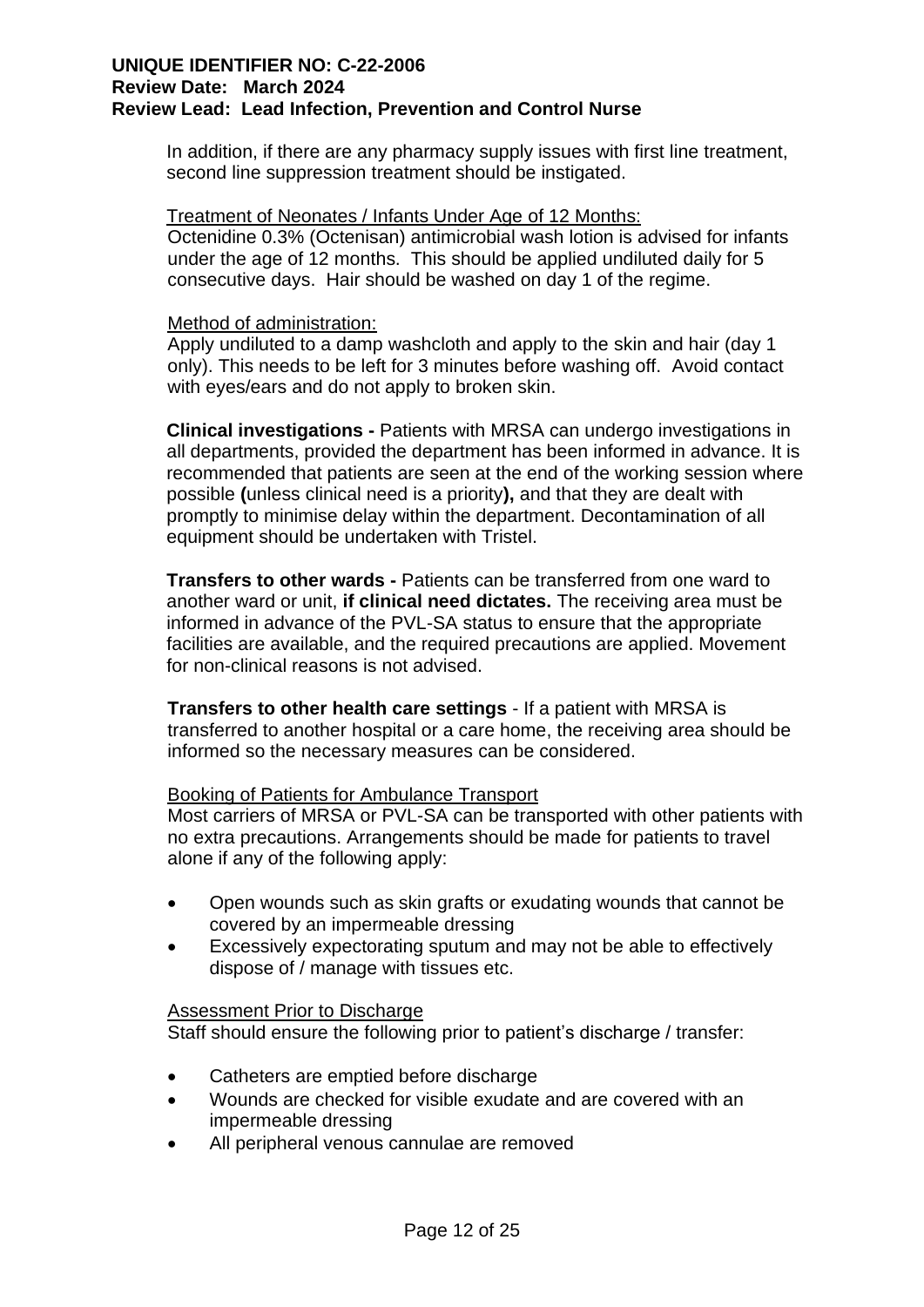In addition, if there are any pharmacy supply issues with first line treatment, second line suppression treatment should be instigated.

<u>Treatment of Neonates / Infants Under Age of 12 Months:</u>

Octenidine 0.3% (Octenisan) antimicrobial wash lotion is advised for infants under the age of 12 months. This should be applied undiluted daily for 5 consecutive days. Hair should be washed on day 1 of the regime.

<u>Method of administration:</u>

Apply undiluted to a damp washcloth and apply to the skin and hair (day 1 only). This needs to be left for 3 minutes before washing off. Avoid contact with eyes/ears and do not apply to broken skin.

**Clinical investigations -** Patients with MRSA can undergo investigations in all departments, provided the department has been informed in advance. It is recommended that patients are seen at the end of the working session where possible **(**unless clinical need is a priority**),** and that they are dealt with promptly to minimise delay within the department. Decontamination of all equipment should be undertaken with Tristel.

**Transfers to other wards -** Patients can be transferred from one ward to another ward or unit, **if clinical need dictates.** The receiving area must be informed in advance of the PVL-SA status to ensure that the appropriate facilities are available, and the required precautions are applied. Movement for non-clinical reasons is not advised.

**Transfers to other health care settings** - If a patient with MRSA is transferred to another hospital or a care home, the receiving area should be informed so the necessary measures can be considered.

<u>Booking of Patients for Ambulance Transport</u>

Most carriers of MRSA or PVL-SA can be transported with other patients with no extra precautions. Arrangements should be made for patients to travel alone if any of the following apply:

- Open wounds such as skin grafts or exudating wounds that cannot be covered by an impermeable dressing
- Excessively expectorating sputum and may not be able to effectively dispose of / manage with tissues etc.

<u>Assessment Prior to Discharge</u>

Staff should ensure the following prior to patient's discharge / transfer:

- Catheters are emptied before discharge
- Wounds are checked for visible exudate and are covered with an impermeable dressing
- All peripheral venous cannulae are removed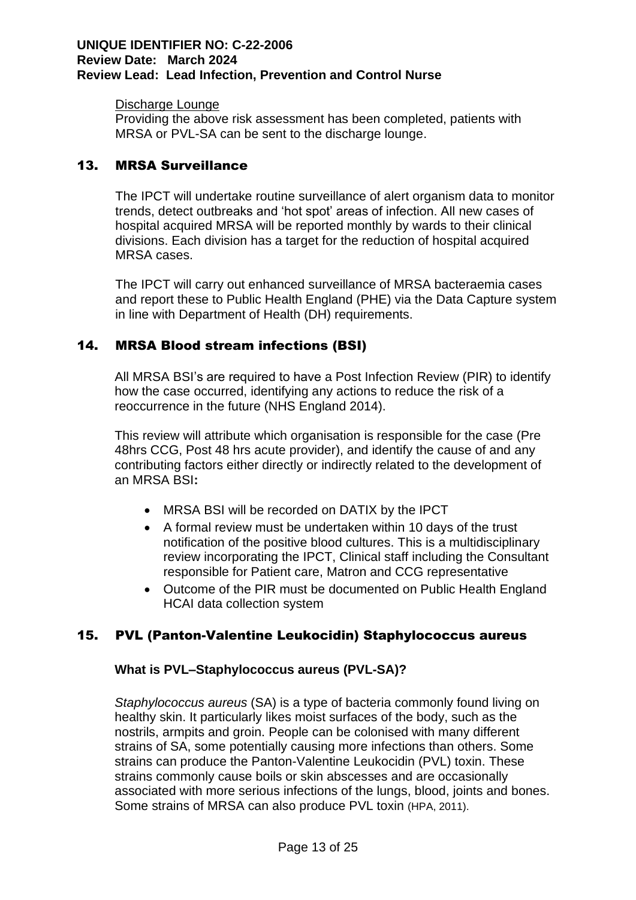Discharge Lounge

Providing the above risk assessment has been completed, patients with MRSA or PVL-SA can be sent to the discharge lounge.

## 13. MRSA Surveillance

The IPCT will undertake routine surveillance of alert organism data to monitor trends, detect outbreaks and 'hot spot' areas of infection. All new cases of hospital acquired MRSA will be reported monthly by wards to their clinical divisions. Each division has a target for the reduction of hospital acquired MRSA cases.

The IPCT will carry out enhanced surveillance of MRSA bacteraemia cases and report these to Public Health England (PHE) via the Data Capture system in line with Department of Health (DH) requirements.

## 14. MRSA Blood stream infections (BSI)

All MRSA BSI's are required to have a Post Infection Review (PIR) to identify how the case occurred, identifying any actions to reduce the risk of a reoccurrence in the future (NHS England 2014).

This review will attribute which organisation is responsible for the case (Pre 48hrs CCG, Post 48 hrs acute provider), and identify the cause of and any contributing factors either directly or indirectly related to the development of an MRSA BSI**:**

- MRSA BSI will be recorded on DATIX by the IPCT
- A formal review must be undertaken within 10 days of the trust notification of the positive blood cultures. This is a multidisciplinary review incorporating the IPCT, Clinical staff including the Consultant responsible for Patient care, Matron and CCG representative
- Outcome of the PIR must be documented on Public Health England HCAI data collection system

## 15. PVL (Panton-Valentine Leukocidin) Staphylococcus aureus

### What is PVL–Staphylococcus aureus (PVL-SA)?

*Staphylococcus aureus* (SA) is a type of bacteria commonly found living on healthy skin. It particularly likes moist surfaces of the body, such as the nostrils, armpits and groin. People can be colonised with many different strains of SA, some potentially causing more infections than others. Some strains can produce the Panton-Valentine Leukocidin (PVL) toxin. These strains commonly cause boils or skin abscesses and are occasionally associated with more serious infections of the lungs, blood, joints and bones. Some strains of MRSA can also produce PVL toxin (HPA, 2011).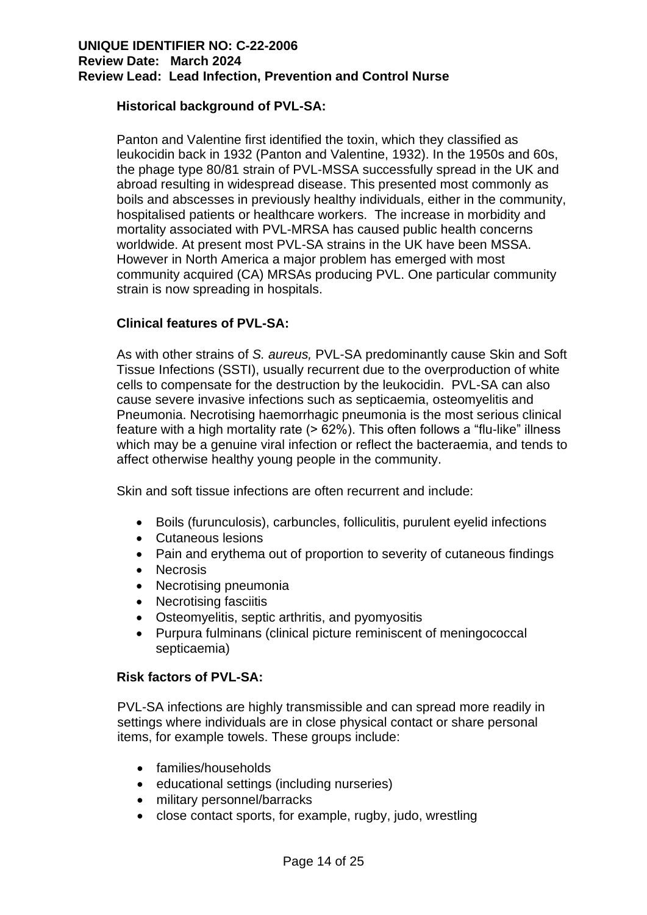### Historical background of PVL-SA:

Panton and Valentine first identified the toxin, which they classified as leukocidin back in 1932 (Panton and Valentine, 1932). In the 1950s and 60s, the phage type 80/81 strain of PVL-MSSA successfully spread in the UK and abroad resulting in widespread disease. This presented most commonly as boils and abscesses in previously healthy individuals, either in the community, hospitalised patients or healthcare workers. The increase in morbidity and mortality associated with PVL-MRSA has caused public health concerns worldwide. At present most PVL-SA strains in the UK have been MSSA. However in North America a major problem has emerged with most community acquired (CA) MRSAs producing PVL. One particular community strain is now spreading in hospitals.

### Clinical features of PVL-SA:

As with other strains of *S. aureus,* PVL-SA predominantly cause Skin and Soft Tissue Infections (SSTI), usually recurrent due to the overproduction of white cells to compensate for the destruction by the leukocidin. PVL-SA can also cause severe invasive infections such as septicaemia, osteomyelitis and Pneumonia. Necrotising haemorrhagic pneumonia is the most serious clinical feature with a high mortality rate (> 62%). This often follows a "flu-like" illness which may be a genuine viral infection or reflect the bacteraemia, and tends to affect otherwise healthy young people in the community.

Skin and soft tissue infections are often recurrent and include:

- Boils (furunculosis), carbuncles, folliculitis, purulent eyelid infections
- Cutaneous lesions
- Pain and erythema out of proportion to severity of cutaneous findings
- Necrosis
- Necrotising pneumonia
- Necrotising fasciitis
- Osteomyelitis, septic arthritis, and pyomyositis
- Purpura fulminans (clinical picture reminiscent of meningococcal septicaemia)

### Risk factors of PVL-SA:

PVL-SA infections are highly transmissible and can spread more readily in settings where individuals are in close physical contact or share personal items, for example towels. These groups include:

- families/households
- educational settings (including nurseries)
- military personnel/barracks
- close contact sports, for example, rugby, judo, wrestling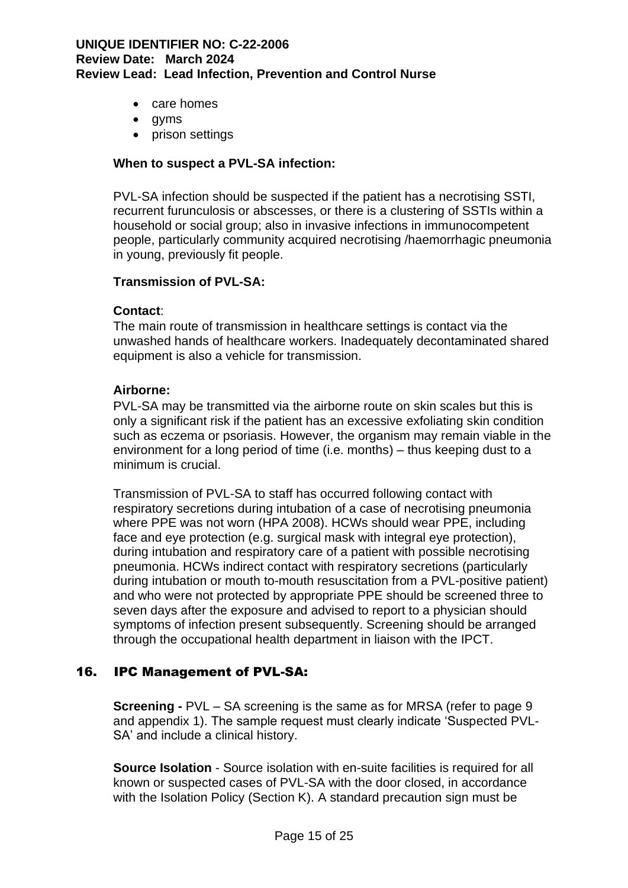- care homes
- gyms
- prison settings

**When to suspect a PVL-SA infection:**

PVL-SA infection should be suspected if the patient has a necrotising SSTI, recurrent furunculosis or abscesses, or there is a clustering of SSTIs within a household or social group; also in invasive infections in immunocompetent people, particularly community acquired necrotising /haemorrhagic pneumonia in young, previously fit people.

**Transmission of PVL-SA:**

**Contact**:
The main route of transmission in healthcare settings is contact via the unwashed hands of healthcare workers. Inadequately decontaminated shared equipment is also a vehicle for transmission.

**Airborne:**
PVL-SA may be transmitted via the airborne route on skin scales but this is only a significant risk if the patient has an excessive exfoliating skin condition such as eczema or psoriasis. However, the organism may remain viable in the environment for a long period of time (i.e. months) – thus keeping dust to a minimum is crucial.

Transmission of PVL-SA to staff has occurred following contact with respiratory secretions during intubation of a case of necrotising pneumonia where PPE was not worn (HPA 2008). HCWs should wear PPE, including face and eye protection (e.g. surgical mask with integral eye protection), during intubation and respiratory care of a patient with possible necrotising pneumonia. HCWs indirect contact with respiratory secretions (particularly during intubation or mouth to-mouth resuscitation from a PVL-positive patient) and who were not protected by appropriate PPE should be screened three to seven days after the exposure and advised to report to a physician should symptoms of infection present subsequently. Screening should be arranged through the occupational health department in liaison with the IPCT.

## 16. IPC Management of PVL-SA:

**Screening -** PVL – SA screening is the same as for MRSA (refer to page 9 and appendix 1). The sample request must clearly indicate 'Suspected PVL-SA' and include a clinical history.

**Source Isolation** - Source isolation with en-suite facilities is required for all known or suspected cases of PVL-SA with the door closed, in accordance with the Isolation Policy (Section K). A standard precaution sign must be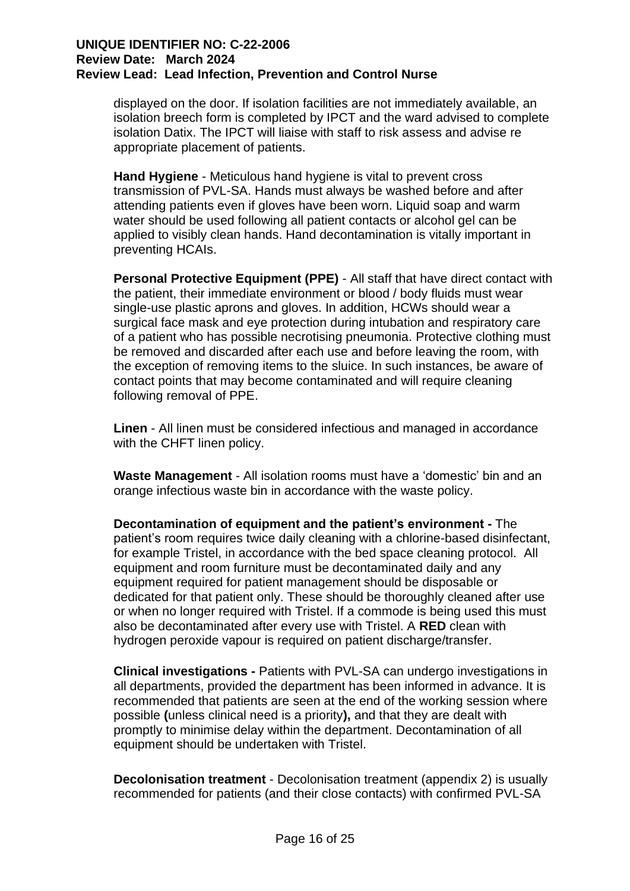displayed on the door. If isolation facilities are not immediately available, an isolation breech form is completed by IPCT and the ward advised to complete isolation Datix. The IPCT will liaise with staff to risk assess and advise re appropriate placement of patients.

**Hand Hygiene** - Meticulous hand hygiene is vital to prevent cross transmission of PVL-SA. Hands must always be washed before and after attending patients even if gloves have been worn. Liquid soap and warm water should be used following all patient contacts or alcohol gel can be applied to visibly clean hands. Hand decontamination is vitally important in preventing HCAIs.

**Personal Protective Equipment (PPE)** - All staff that have direct contact with the patient, their immediate environment or blood / body fluids must wear single-use plastic aprons and gloves. In addition, HCWs should wear a surgical face mask and eye protection during intubation and respiratory care of a patient who has possible necrotising pneumonia. Protective clothing must be removed and discarded after each use and before leaving the room, with the exception of removing items to the sluice. In such instances, be aware of contact points that may become contaminated and will require cleaning following removal of PPE.

**Linen** - All linen must be considered infectious and managed in accordance with the CHFT linen policy.

**Waste Management** - All isolation rooms must have a 'domestic' bin and an orange infectious waste bin in accordance with the waste policy.

**Decontamination of equipment and the patient's environment -** The patient's room requires twice daily cleaning with a chlorine-based disinfectant, for example Tristel, in accordance with the bed space cleaning protocol. All equipment and room furniture must be decontaminated daily and any equipment required for patient management should be disposable or dedicated for that patient only. These should be thoroughly cleaned after use or when no longer required with Tristel. If a commode is being used this must also be decontaminated after every use with Tristel. A **RED** clean with hydrogen peroxide vapour is required on patient discharge/transfer.

**Clinical investigations -** Patients with PVL-SA can undergo investigations in all departments, provided the department has been informed in advance. It is recommended that patients are seen at the end of the working session where possible **(**unless clinical need is a priority**),** and that they are dealt with promptly to minimise delay within the department. Decontamination of all equipment should be undertaken with Tristel.

**Decolonisation treatment** - Decolonisation treatment (appendix 2) is usually recommended for patients (and their close contacts) with confirmed PVL-SA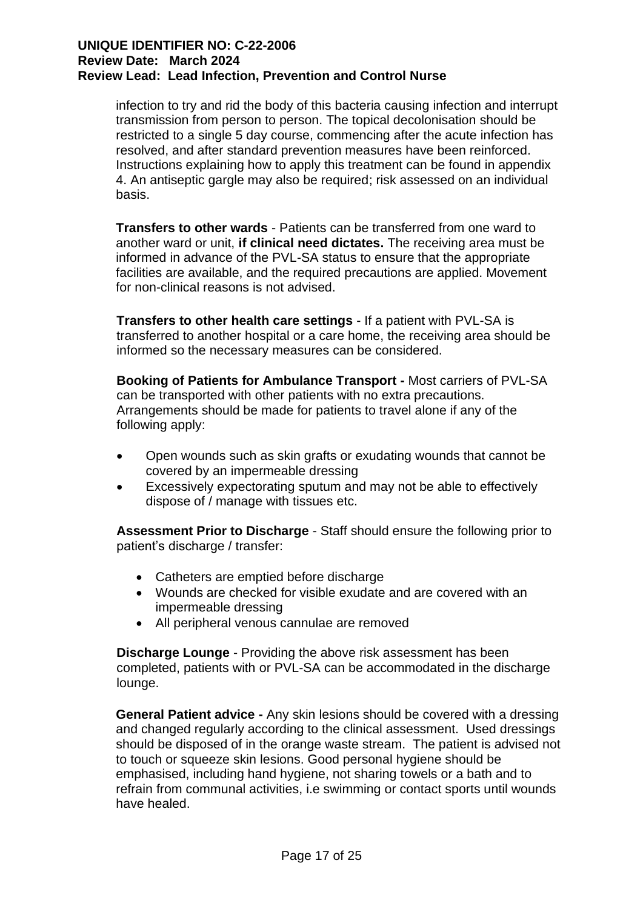infection to try and rid the body of this bacteria causing infection and interrupt transmission from person to person. The topical decolonisation should be restricted to a single 5 day course, commencing after the acute infection has resolved, and after standard prevention measures have been reinforced. Instructions explaining how to apply this treatment can be found in appendix 4. An antiseptic gargle may also be required; risk assessed on an individual basis.

**Transfers to other wards** - Patients can be transferred from one ward to another ward or unit, **if clinical need dictates.** The receiving area must be informed in advance of the PVL-SA status to ensure that the appropriate facilities are available, and the required precautions are applied. Movement for non-clinical reasons is not advised.

**Transfers to other health care settings** - If a patient with PVL-SA is transferred to another hospital or a care home, the receiving area should be informed so the necessary measures can be considered.

**Booking of Patients for Ambulance Transport -** Most carriers of PVL-SA can be transported with other patients with no extra precautions. Arrangements should be made for patients to travel alone if any of the following apply:

- Open wounds such as skin grafts or exudating wounds that cannot be covered by an impermeable dressing
- Excessively expectorating sputum and may not be able to effectively dispose of / manage with tissues etc.

**Assessment Prior to Discharge** - Staff should ensure the following prior to patient's discharge / transfer:

- Catheters are emptied before discharge
- Wounds are checked for visible exudate and are covered with an impermeable dressing
- All peripheral venous cannulae are removed

**Discharge Lounge** - Providing the above risk assessment has been completed, patients with or PVL-SA can be accommodated in the discharge lounge.

**General Patient advice -** Any skin lesions should be covered with a dressing and changed regularly according to the clinical assessment. Used dressings should be disposed of in the orange waste stream. The patient is advised not to touch or squeeze skin lesions. Good personal hygiene should be emphasised, including hand hygiene, not sharing towels or a bath and to refrain from communal activities, i.e swimming or contact sports until wounds have healed.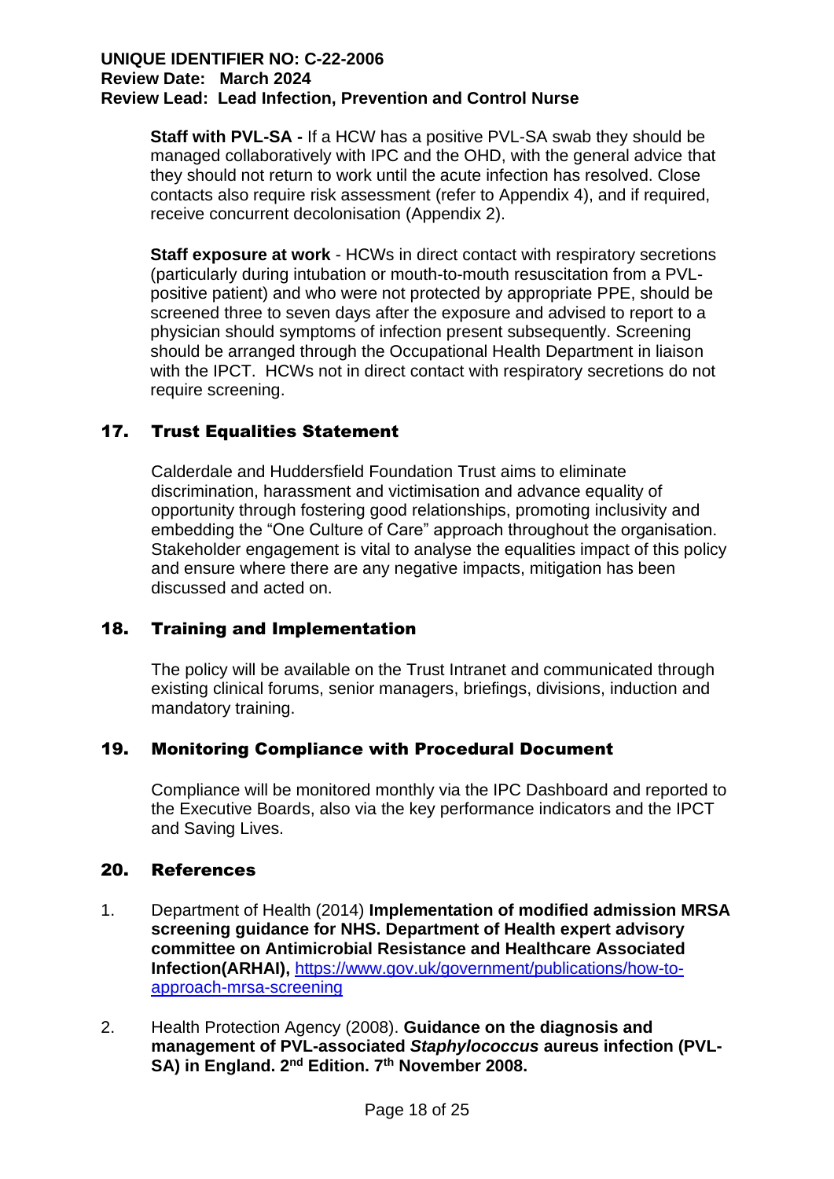**Staff with PVL-SA -** If a HCW has a positive PVL-SA swab they should be managed collaboratively with IPC and the OHD, with the general advice that they should not return to work until the acute infection has resolved. Close contacts also require risk assessment (refer to Appendix 4), and if required, receive concurrent decolonisation (Appendix 2).

**Staff exposure at work** - HCWs in direct contact with respiratory secretions (particularly during intubation or mouth-to-mouth resuscitation from a PVL-positive patient) and who were not protected by appropriate PPE, should be screened three to seven days after the exposure and advised to report to a physician should symptoms of infection present subsequently. Screening should be arranged through the Occupational Health Department in liaison with the IPCT. HCWs not in direct contact with respiratory secretions do not require screening.

## 17. Trust Equalities Statement

Calderdale and Huddersfield Foundation Trust aims to eliminate discrimination, harassment and victimisation and advance equality of opportunity through fostering good relationships, promoting inclusivity and embedding the "One Culture of Care" approach throughout the organisation. Stakeholder engagement is vital to analyse the equalities impact of this policy and ensure where there are any negative impacts, mitigation has been discussed and acted on.

## 18. Training and Implementation

The policy will be available on the Trust Intranet and communicated through existing clinical forums, senior managers, briefings, divisions, induction and mandatory training.

## 19. Monitoring Compliance with Procedural Document

Compliance will be monitored monthly via the IPC Dashboard and reported to the Executive Boards, also via the key performance indicators and the IPCT and Saving Lives.

## 20. References

1. Department of Health (2014) **Implementation of modified admission MRSA screening guidance for NHS. Department of Health expert advisory committee on Antimicrobial Resistance and Healthcare Associated Infection(ARHAI),** [https://www.gov.uk/government/publications/how-to-approach-mrsa-screening](https://www.gov.uk/government/publications/how-to-approach-mrsa-screening)

2. Health Protection Agency (2008). **Guidance on the diagnosis and management of PVL-associated *Staphylococcus* aureus infection (PVL-SA) in England. 2nd Edition. 7th November 2008.**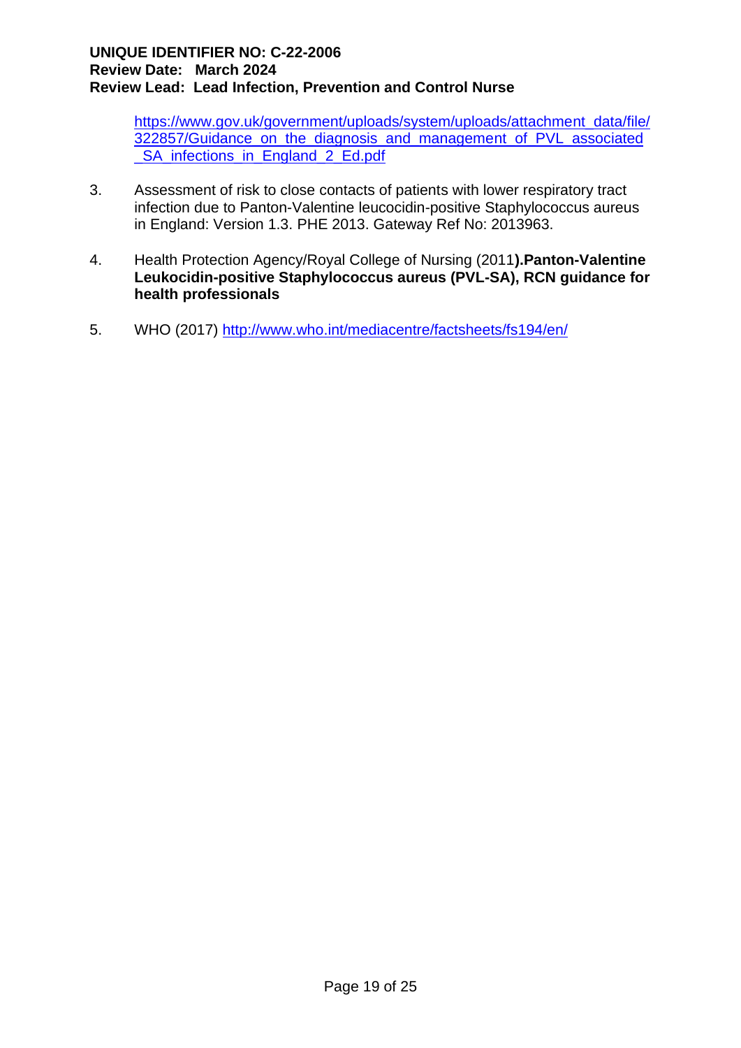https://www.gov.uk/government/uploads/system/uploads/attachment_data/file/322857/Guidance_on_the_diagnosis_and_management_of_PVL_associated_SA_infections_in_England_2_Ed.pdf

3. Assessment of risk to close contacts of patients with lower respiratory tract infection due to Panton-Valentine leucocidin-positive Staphylococcus aureus in England: Version 1.3. PHE 2013. Gateway Ref No: 2013963.

4. Health Protection Agency/Royal College of Nursing (2011**).Panton-Valentine Leukocidin-positive Staphylococcus aureus (PVL-SA), RCN guidance for health professionals**

5. WHO (2017) http://www.who.int/mediacentre/factsheets/fs194/en/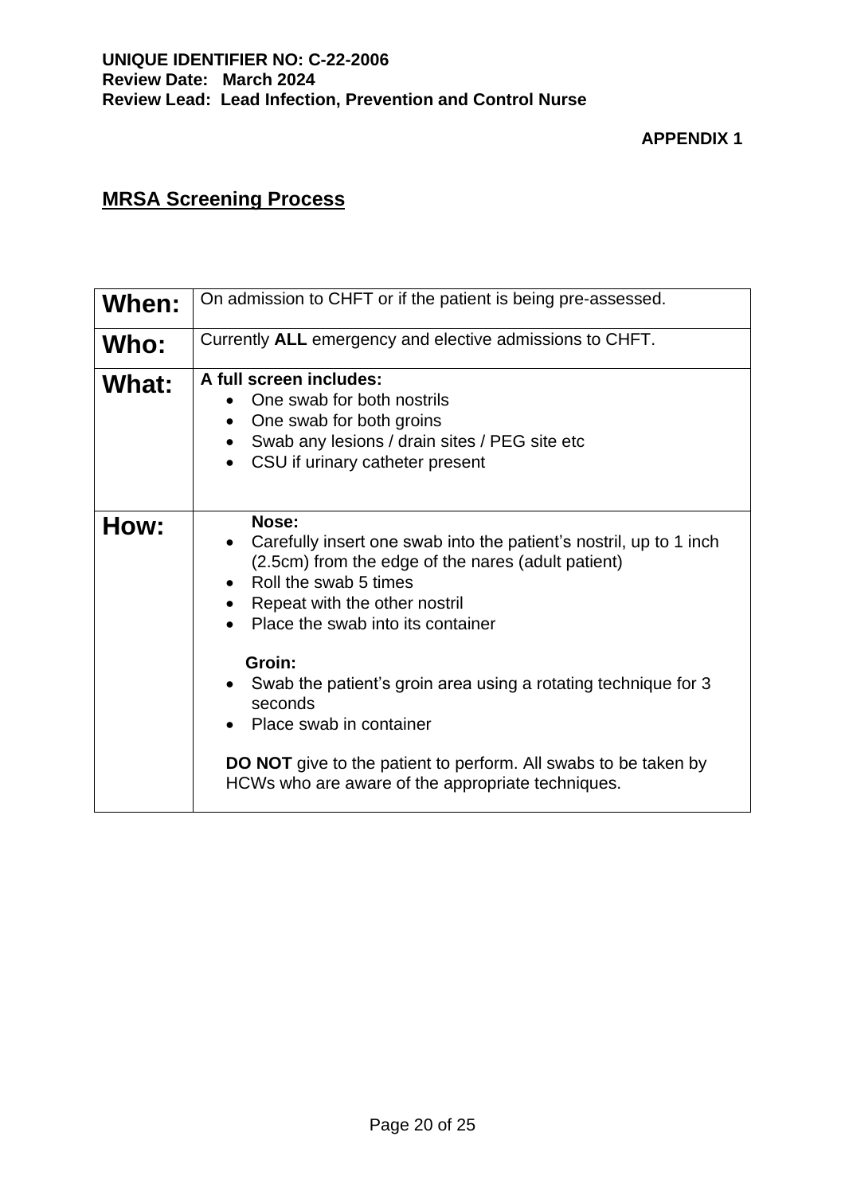**APPENDIX 1**

## MRSA Screening Process

| | |
|---|---|
| **When:** | On admission to CHFT or if the patient is being pre-assessed. |
| **Who:** | Currently **ALL** emergency and elective admissions to CHFT. |
| **What:** | **A full screen includes:**<br>• One swab for both nostrils<br>• One swab for both groins<br>• Swab any lesions / drain sites / PEG site etc<br>• CSU if urinary catheter present |
| **How:** | **Nose:**<br>• Carefully insert one swab into the patient's nostril, up to 1 inch (2.5cm) from the edge of the nares (adult patient)<br>• Roll the swab 5 times<br>• Repeat with the other nostril<br>• Place the swab into its container<br><br>**Groin:**<br>• Swab the patient's groin area using a rotating technique for 3 seconds<br>• Place swab in container<br><br>**DO NOT** give to the patient to perform. All swabs to be taken by HCWs who are aware of the appropriate techniques. |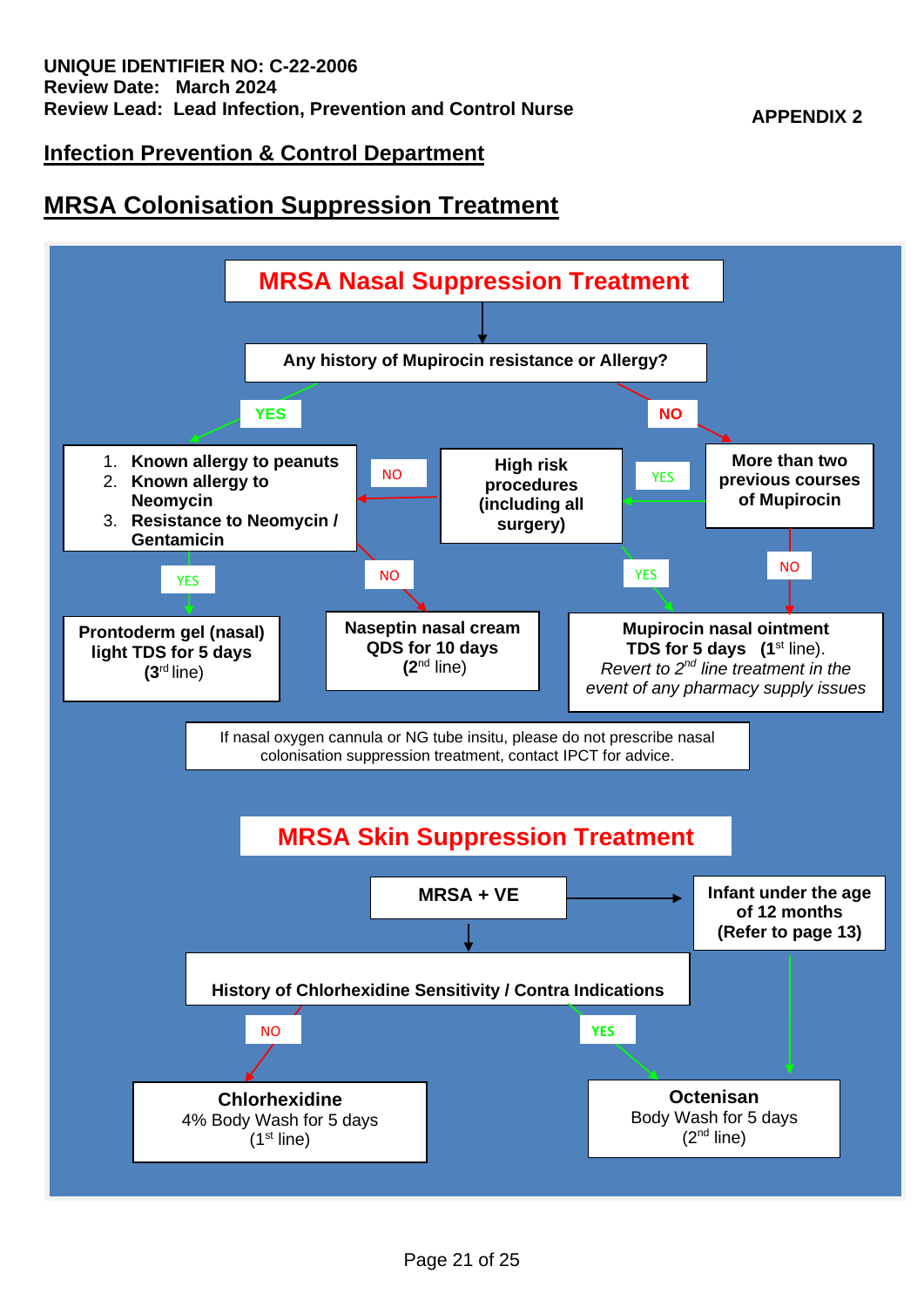**UNIQUE IDENTIFIER NO: C-22-2006**
**Review Date: March 2024**
**Review Lead: Lead Infection, Prevention and Control Nurse**

**APPENDIX 2**

## Infection Prevention & Control Department

## MRSA Colonisation Suppression Treatment

### MRSA Nasal Suppression Treatment

**Any history of Mupirocin resistance or Allergy?**

- **YES** →
  1. **Known allergy to peanuts**
  2. **Known allergy to Neomycin**
  3. **Resistance to Neomycin / Gentamicin**
  - **YES** → **Prontoderm gel (nasal) light TDS for 5 days** (**3rd** line)
  - **NO** → **Naseptin nasal cream QDS for 10 days** (**2nd** line)
- **NO** → **More than two previous courses of Mupirocin**
  - **YES** → **High risk procedures (including all surgery)**
    - **NO** → back to: Known allergy to peanuts / Known allergy to Neomycin / Resistance to Neomycin / Gentamicin
    - **YES** → **Mupirocin nasal ointment TDS for 5 days** (**1st** line). *Revert to 2nd line treatment in the event of any pharmacy supply issues*
  - **NO** → **Mupirocin nasal ointment TDS for 5 days** (**1st** line). *Revert to 2nd line treatment in the event of any pharmacy supply issues*

If nasal oxygen cannula or NG tube insitu, please do not prescribe nasal colonisation suppression treatment, contact IPCT for advice.

### MRSA Skin Suppression Treatment

**MRSA + VE**

- → **Infant under the age of 12 months (Refer to page 13)** → **Octenisan** Body Wash for 5 days (2nd line)
- → **History of Chlorhexidine Sensitivity / Contra Indications**
  - **NO** → **Chlorhexidine** 4% Body Wash for 5 days (1st line)
  - **YES** → **Octenisan** Body Wash for 5 days (2nd line)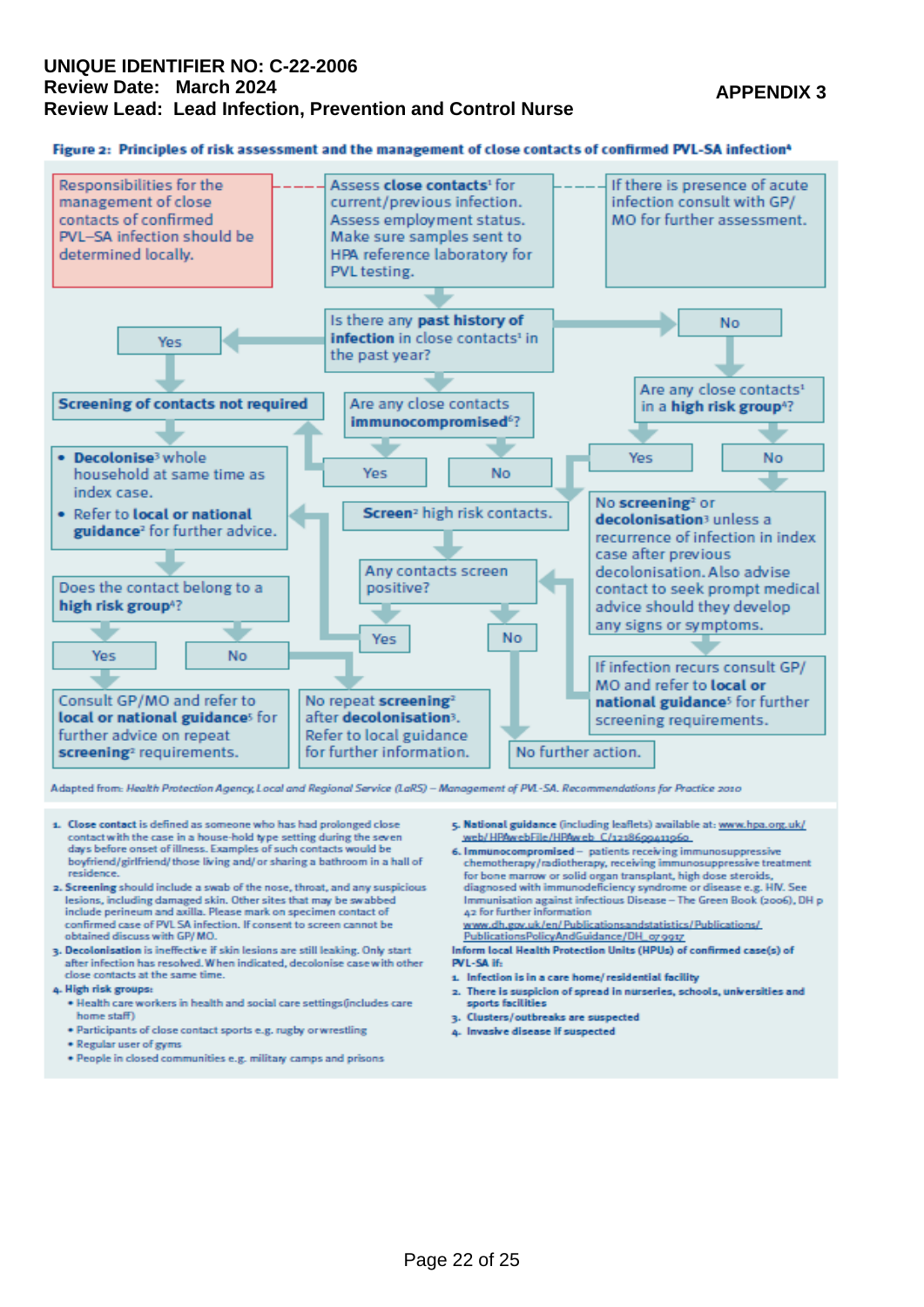**APPENDIX 3**

**Figure 2: Principles of risk assessment and the management of close contacts of confirmed PVL-SA infection[a]**

Responsibilities for the management of close contacts of confirmed PVL–SA infection should be determined locally.

Assess **close contacts**[1] for current/previous infection. Assess employment status. Make sure samples sent to HPA reference laboratory for PVL testing.

If there is presence of acute infection consult with GP/ MO for further assessment.

Is there any **past history of infection** in close contacts[1] in the past year?

- **Yes** → **Screening of contacts not required**
  - • **Decolonise**[3] whole household at same time as index case.
  - • Refer to **local or national guidance**[5] for further advice.
  - Does the contact belong to a **high risk group**[4]?
    - **Yes** → Consult GP/MO and refer to **local or national guidance**[5] for further advice on repeat **screening**[2] requirements.
    - **No** → No repeat **screening**[2] after **decolonisation**[3]. Refer to local guidance for further information.
- **No** → Are any close contacts[1] in a **high risk group**[4]?
  - **Yes** → **Screen**[2] high risk contacts.
  - **No** → **No screening**[2] or **decolonisation**[3] unless a recurrence of infection in index case after previous decolonisation. Also advise contact to seek prompt medical advice should they develop any signs or symptoms.
    - If infection recurs consult GP/ MO and refer to **local or national guidance**[5] for further screening requirements.

Are any close contacts **immunocompromised**[6]?

- **Yes** → **Screening of contacts not required**
- **No** → **Screen**[2] high risk contacts.

**Screen**[2] high risk contacts. → Any contacts screen positive?

- **Yes** → • **Decolonise**[3] whole household at same time as index case. • Refer to **local or national guidance**[5] for further advice.
- **No** → No further action.

Adapted from: *Health Protection Agency, Local and Regional Service (LaRS) – Management of PVL-SA. Recommendations for Practice 2010*

1. **Close contact** is defined as someone who has had prolonged close contact with the case in a house-hold type setting during the seven days before onset of illness. Examples of such contacts would be boyfriend/girlfriend/ those living and/ or sharing a bathroom in a hall of residence.
2. **Screening** should include a swab of the nose, throat, and any suspicious lesions, including damaged skin. Other sites that may be swabbed include perineum and axilla. Please mark on specimen contact of confirmed case of PVL SA infection. If consent to screen cannot be obtained discuss with GP/ MO.
3. **Decolonisation** is ineffective if skin lesions are still leaking. Only start after infection has resolved. When indicated, decolonise case with other close contacts at the same time.
4. **High risk groups:**
   - Health care workers in health and social care settings(includes care home staff)
   - Participants of close contact sports e.g. rugby or wrestling
   - Regular user of gyms
   - People in closed communities e.g. military camps and prisons
5. **National guidance** (including leaflets) available at: www.hpa.org.uk/web/HPAwebFile/HPAweb_C/1218699411960
6. **Immunocompromised** – patients receiving immunosuppressive chemotherapy/radiotherapy, receiving immunosuppressive treatment for bone marrow or solid organ transplant, high dose steroids, diagnosed with immunodeficiency syndrome or disease e.g. HIV. See Immunisation against infectious Disease – The Green Book (2006), DH p 42 for further information www.dh.gov.uk/en/Publicationsandstatistics/Publications/PublicationsPolicyAndGuidance/DH_079917

**Inform local Health Protection Units (HPUs) of confirmed case(s) of PVL-SA if:**

1. **Infection is in a care home/ residential facility**
2. **There is suspicion of spread in nurseries, schools, universities and sports facilities**
3. **Clusters/outbreaks are suspected**
4. **Invasive disease if suspected**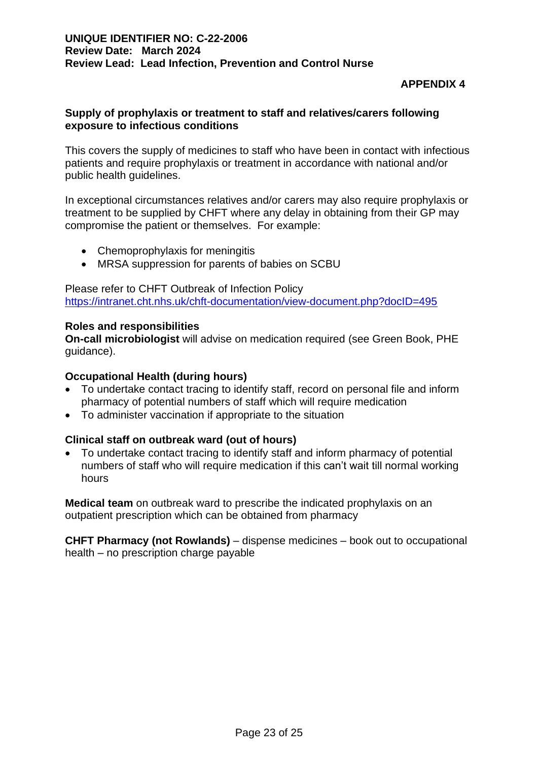**UNIQUE IDENTIFIER NO: C-22-2006**
**Review Date: March 2024**
**Review Lead: Lead Infection, Prevention and Control Nurse**

**APPENDIX 4**

**Supply of prophylaxis or treatment to staff and relatives/carers following exposure to infectious conditions**

This covers the supply of medicines to staff who have been in contact with infectious patients and require prophylaxis or treatment in accordance with national and/or public health guidelines.

In exceptional circumstances relatives and/or carers may also require prophylaxis or treatment to be supplied by CHFT where any delay in obtaining from their GP may compromise the patient or themselves. For example:

- Chemoprophylaxis for meningitis
- MRSA suppression for parents of babies on SCBU

Please refer to CHFT Outbreak of Infection Policy
https://intranet.cht.nhs.uk/chft-documentation/view-document.php?docID=495

**Roles and responsibilities**
**On-call microbiologist** will advise on medication required (see Green Book, PHE guidance).

**Occupational Health (during hours)**

- To undertake contact tracing to identify staff, record on personal file and inform pharmacy of potential numbers of staff which will require medication
- To administer vaccination if appropriate to the situation

**Clinical staff on outbreak ward (out of hours)**

- To undertake contact tracing to identify staff and inform pharmacy of potential numbers of staff who will require medication if this can't wait till normal working hours

**Medical team** on outbreak ward to prescribe the indicated prophylaxis on an outpatient prescription which can be obtained from pharmacy

**CHFT Pharmacy (not Rowlands)** – dispense medicines – book out to occupational health – no prescription charge payable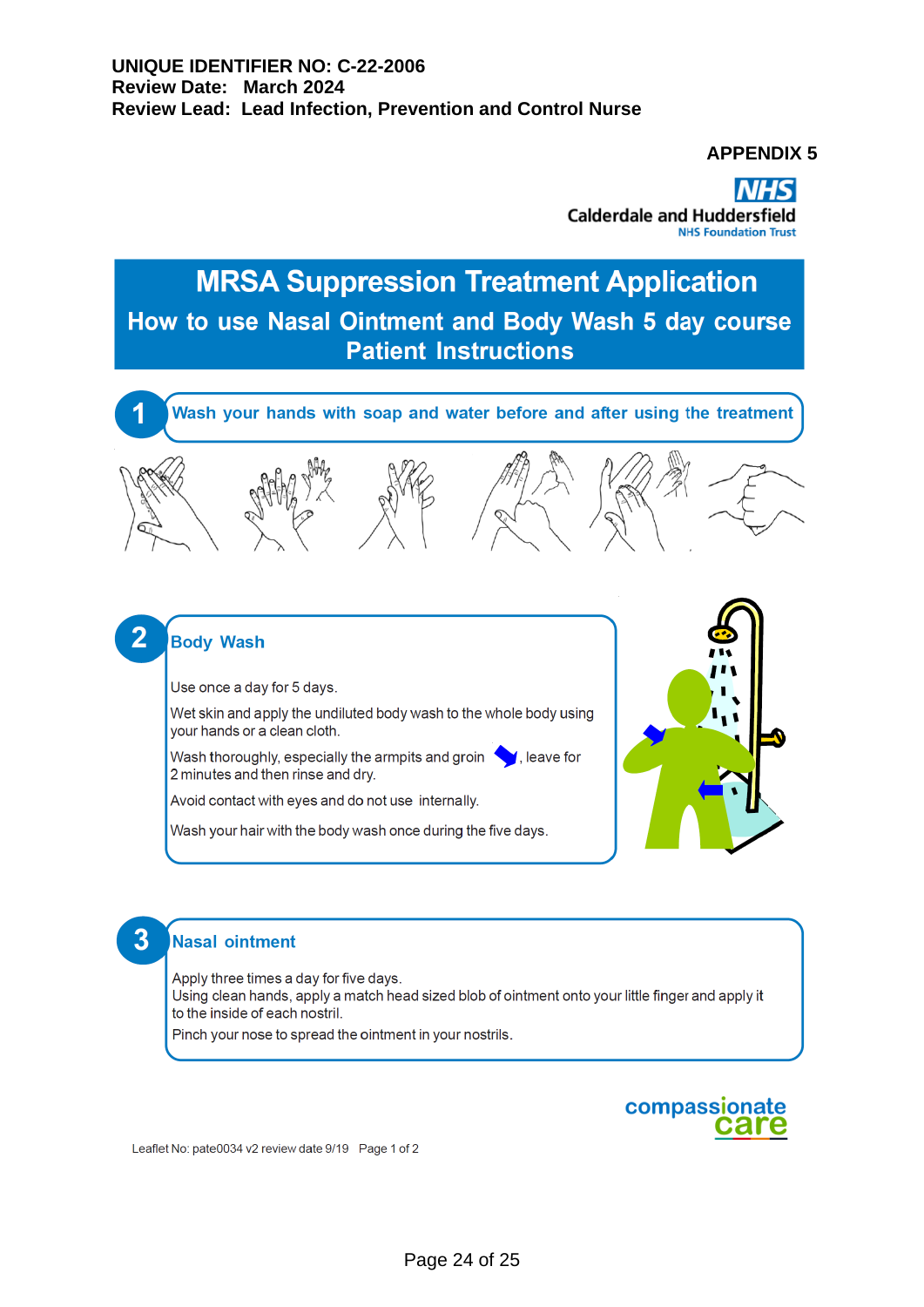**UNIQUE IDENTIFIER NO: C-22-2006**
**Review Date: March 2024**
**Review Lead: Lead Infection, Prevention and Control Nurse**

**APPENDIX 5**

NHS
Calderdale and Huddersfield
NHS Foundation Trust

# MRSA Suppression Treatment Application

## How to use Nasal Ointment and Body Wash 5 day course Patient Instructions

### 1 Wash your hands with soap and water before and after using the treatment

### 2 Body Wash

Use once a day for 5 days.

Wet skin and apply the undiluted body wash to the whole body using your hands or a clean cloth.

Wash thoroughly, especially the armpits and groin, leave for 2 minutes and then rinse and dry.

Avoid contact with eyes and do not use internally.

Wash your hair with the body wash once during the five days.

### 3 Nasal ointment

Apply three times a day for five days.
Using clean hands, apply a match head sized blob of ointment onto your little finger and apply it to the inside of each nostril.
Pinch your nose to spread the ointment in your nostrils.

compassionate care

Leaflet No: pate0034 v2 review date 9/19 Page 1 of 2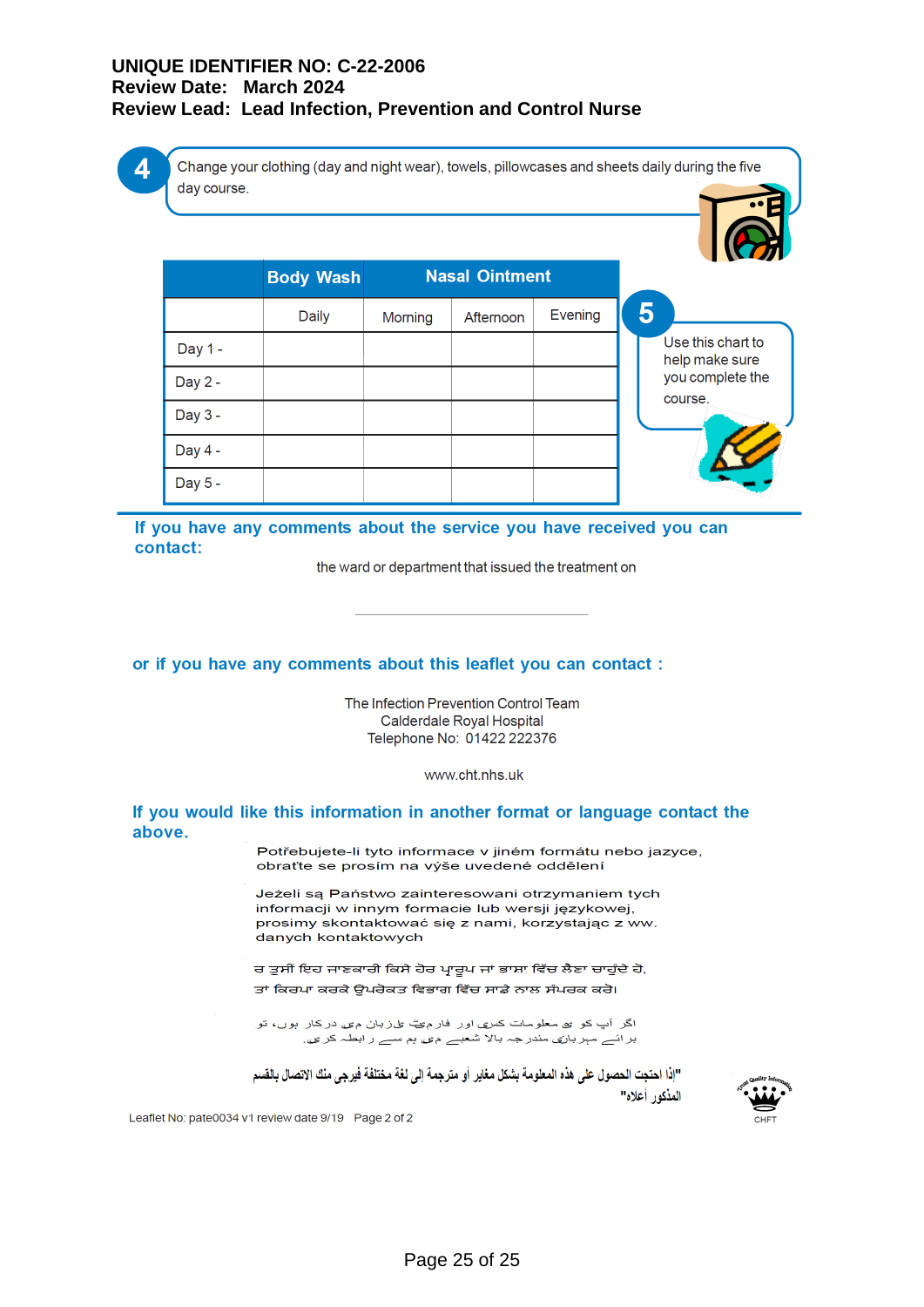**UNIQUE IDENTIFIER NO: C-22-2006**
**Review Date: March 2024**
**Review Lead: Lead Infection, Prevention and Control Nurse**

**4** Change your clothing (day and night wear), towels, pillowcases and sheets daily during the five day course.

| | Body Wash | Nasal Ointment | | |
|---|---|---|---|---|
| | Daily | Morning | Afternoon | Evening |
| Day 1 - | | | | |
| Day 2 - | | | | |
| Day 3 - | | | | |
| Day 4 - | | | | |
| Day 5 - | | | | |

**5** Use this chart to help make sure you complete the course.

**If you have any comments about the service you have received you can contact:**

the ward or department that issued the treatment on

**or if you have any comments about this leaflet you can contact :**

The Infection Prevention Control Team
Calderdale Royal Hospital
Telephone No: 01422 222376

www.cht.nhs.uk

**If you would like this information in another format or language contact the above.**

Potřebujete-li tyto informace v jiném formátu nebo jazyce, obraťte se prosím na výše uvedené oddělení

Jeżeli są Państwo zainteresowani otrzymaniem tych informacji w innym formacie lub wersji językowej, prosimy skontaktować się z nami, korzystając z ww. danych kontaktowych

ਜੇ ਤੁਸੀਂ ਇਹ ਜਾਣਕਾਰੀ ਕਿਸੇ ਹੋਰ ਪ੍ਰਾਰੂਪ ਜਾਂ ਭਾਸ਼ਾ ਵਿੱਚ ਲੈਣਾ ਚਾਹੁੰਦੇ ਹੋ, ਤਾਂ ਕਿਰਪਾ ਕਰਕੇ ਉਪਰੋਕਤ ਵਿਭਾਗ ਵਿੱਚ ਸਾਡੇ ਨਾਲ ਸੰਪਰਕ ਕਰੋ।

اگر آپ کو یہ معلومات کسی اور فارمیٹ یا زبان میں درکار ہوں، تو براہِ مہربانی مندرجہ بالا شعبے میں ہم سے رابطہ کریں۔

"إذا احتجت الحصول على هذه المعلومة بشكل مغاير أو مترجمة إلى لغة مختلفة فيرجى منك الاتصال بالقسم المذكور أعلاه"

Leaflet No: pate0034 v1 review date 9/19 Page 2 of 2